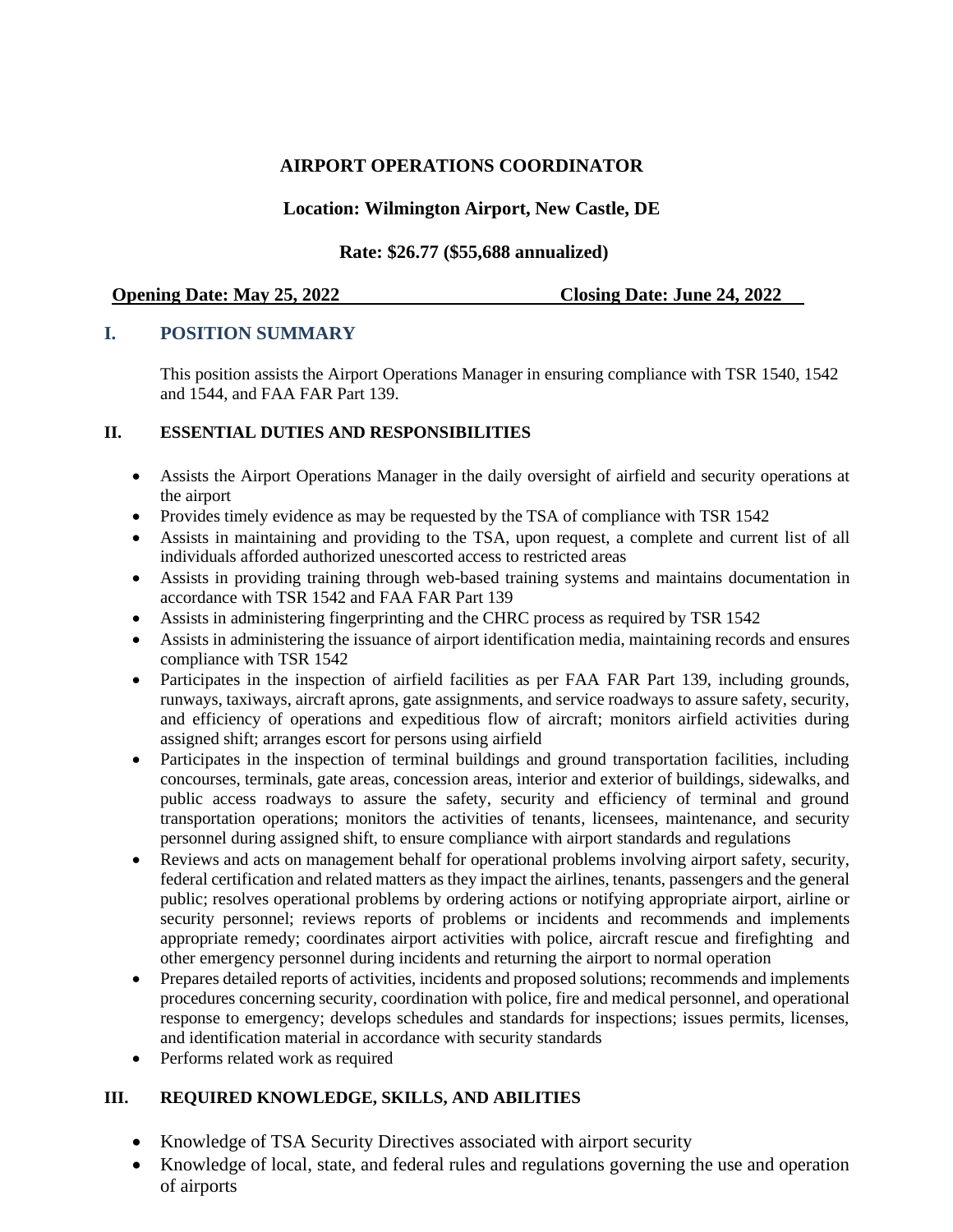# AIRPORT OPERATIONS COORDINATOR

**Location: Wilmington Airport, New Castle, DE**

**Rate: $26.77 ($55,688 annualized)**

**Opening Date: May 25, 2022** **Closing Date: June 24, 2022**

## I. POSITION SUMMARY

This position assists the Airport Operations Manager in ensuring compliance with TSR 1540, 1542 and 1544, and FAA FAR Part 139.

## II. ESSENTIAL DUTIES AND RESPONSIBILITIES

- Assists the Airport Operations Manager in the daily oversight of airfield and security operations at the airport
- Provides timely evidence as may be requested by the TSA of compliance with TSR 1542
- Assists in maintaining and providing to the TSA, upon request, a complete and current list of all individuals afforded authorized unescorted access to restricted areas
- Assists in providing training through web-based training systems and maintains documentation in accordance with TSR 1542 and FAA FAR Part 139
- Assists in administering fingerprinting and the CHRC process as required by TSR 1542
- Assists in administering the issuance of airport identification media, maintaining records and ensures compliance with TSR 1542
- Participates in the inspection of airfield facilities as per FAA FAR Part 139, including grounds, runways, taxiways, aircraft aprons, gate assignments, and service roadways to assure safety, security, and efficiency of operations and expeditious flow of aircraft; monitors airfield activities during assigned shift; arranges escort for persons using airfield
- Participates in the inspection of terminal buildings and ground transportation facilities, including concourses, terminals, gate areas, concession areas, interior and exterior of buildings, sidewalks, and public access roadways to assure the safety, security and efficiency of terminal and ground transportation operations; monitors the activities of tenants, licensees, maintenance, and security personnel during assigned shift, to ensure compliance with airport standards and regulations
- Reviews and acts on management behalf for operational problems involving airport safety, security, federal certification and related matters as they impact the airlines, tenants, passengers and the general public; resolves operational problems by ordering actions or notifying appropriate airport, airline or security personnel; reviews reports of problems or incidents and recommends and implements appropriate remedy; coordinates airport activities with police, aircraft rescue and firefighting and other emergency personnel during incidents and returning the airport to normal operation
- Prepares detailed reports of activities, incidents and proposed solutions; recommends and implements procedures concerning security, coordination with police, fire and medical personnel, and operational response to emergency; develops schedules and standards for inspections; issues permits, licenses, and identification material in accordance with security standards
- Performs related work as required

## III. REQUIRED KNOWLEDGE, SKILLS, AND ABILITIES

- Knowledge of TSA Security Directives associated with airport security
- Knowledge of local, state, and federal rules and regulations governing the use and operation of airports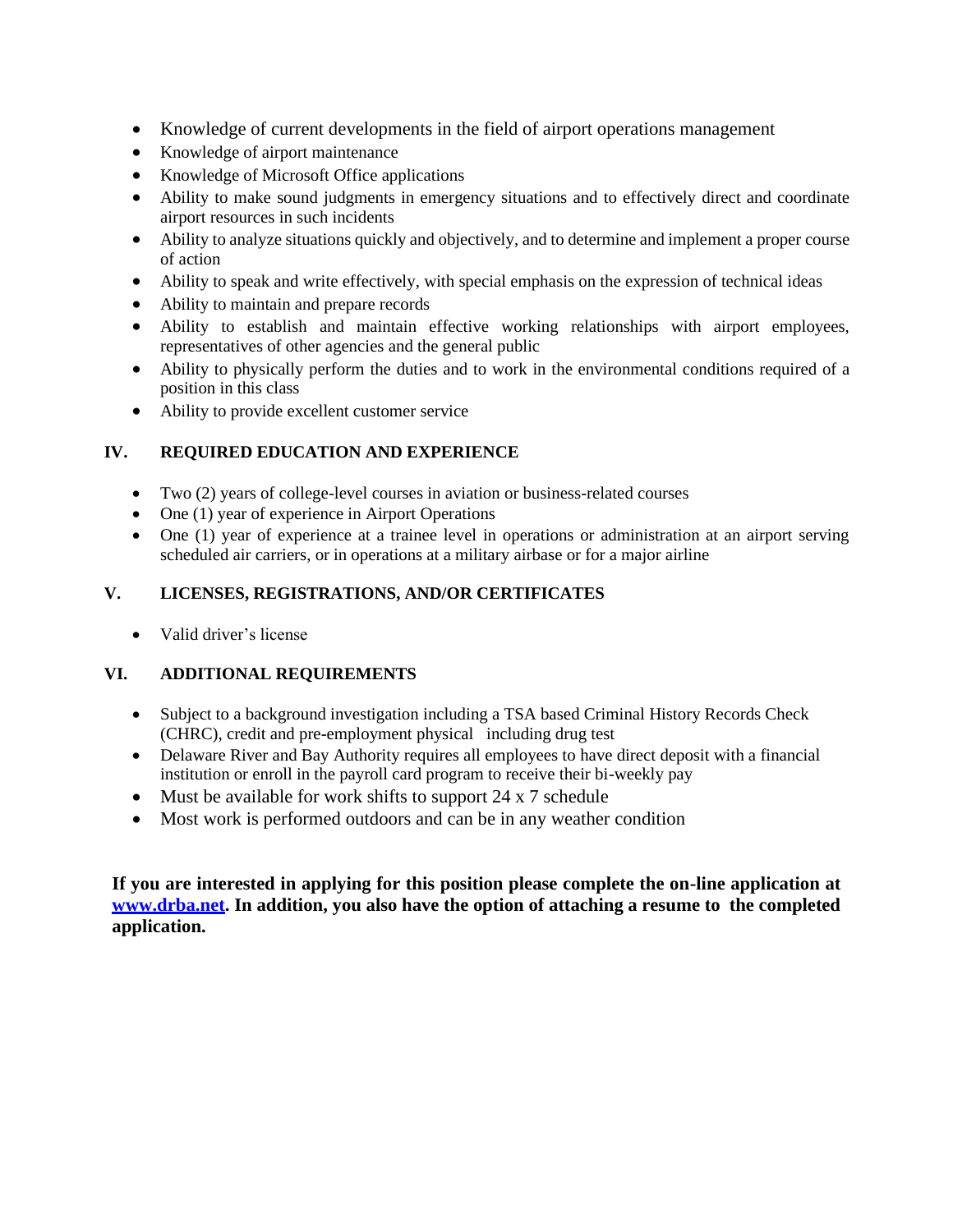- Knowledge of current developments in the field of airport operations management
- Knowledge of airport maintenance
- Knowledge of Microsoft Office applications
- Ability to make sound judgments in emergency situations and to effectively direct and coordinate airport resources in such incidents
- Ability to analyze situations quickly and objectively, and to determine and implement a proper course of action
- Ability to speak and write effectively, with special emphasis on the expression of technical ideas
- Ability to maintain and prepare records
- Ability to establish and maintain effective working relationships with airport employees, representatives of other agencies and the general public
- Ability to physically perform the duties and to work in the environmental conditions required of a position in this class
- Ability to provide excellent customer service

## IV. REQUIRED EDUCATION AND EXPERIENCE

- Two (2) years of college-level courses in aviation or business-related courses
- One (1) year of experience in Airport Operations
- One (1) year of experience at a trainee level in operations or administration at an airport serving scheduled air carriers, or in operations at a military airbase or for a major airline

## V. LICENSES, REGISTRATIONS, AND/OR CERTIFICATES

- Valid driver's license

## VI. ADDITIONAL REQUIREMENTS

- Subject to a background investigation including a TSA based Criminal History Records Check (CHRC), credit and pre-employment physical including drug test
- Delaware River and Bay Authority requires all employees to have direct deposit with a financial institution or enroll in the payroll card program to receive their bi-weekly pay
- Must be available for work shifts to support 24 x 7 schedule
- Most work is performed outdoors and can be in any weather condition

**If you are interested in applying for this position please complete the on-line application at [www.drba.net](http://www.drba.net). In addition, you also have the option of attaching a resume to the completed application.**